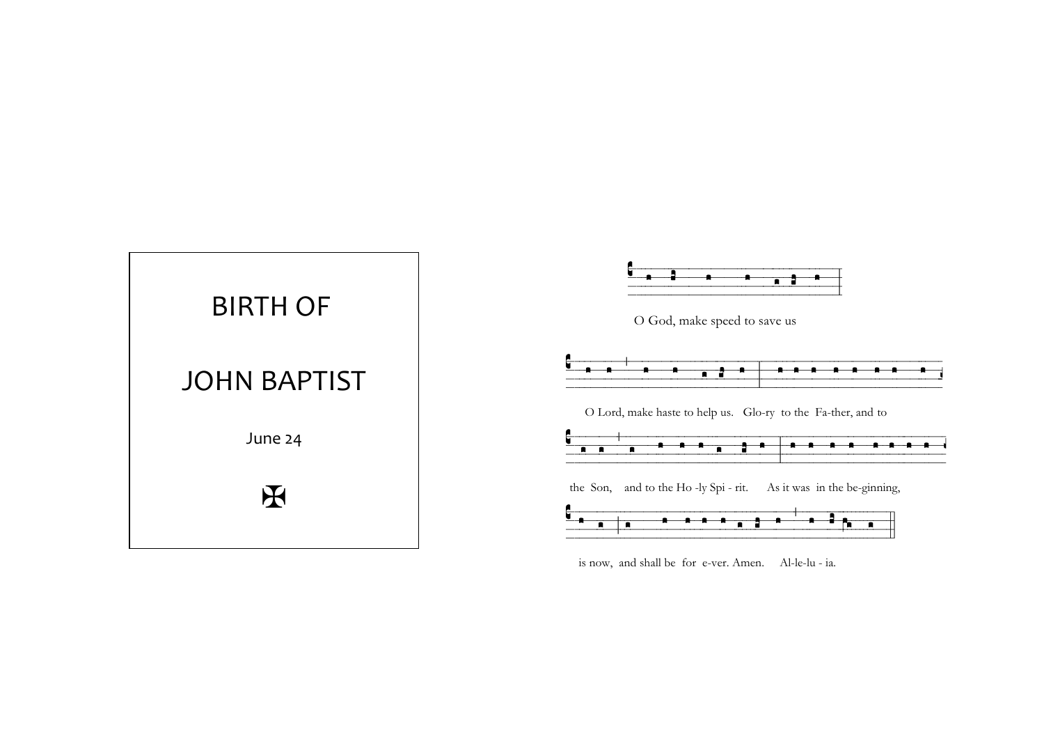# BIRTH OF

# JOHN BAPTIST

June 24

✠

O God, make speed to save us

O Lord, make haste to help us. Glo-ry to the Fa-ther, and to

the Son, and to the Ho -ly Spi - rit. As it was in the be-ginning,

is now, and shall be for e-ver. Amen. Al-le-lu - ia.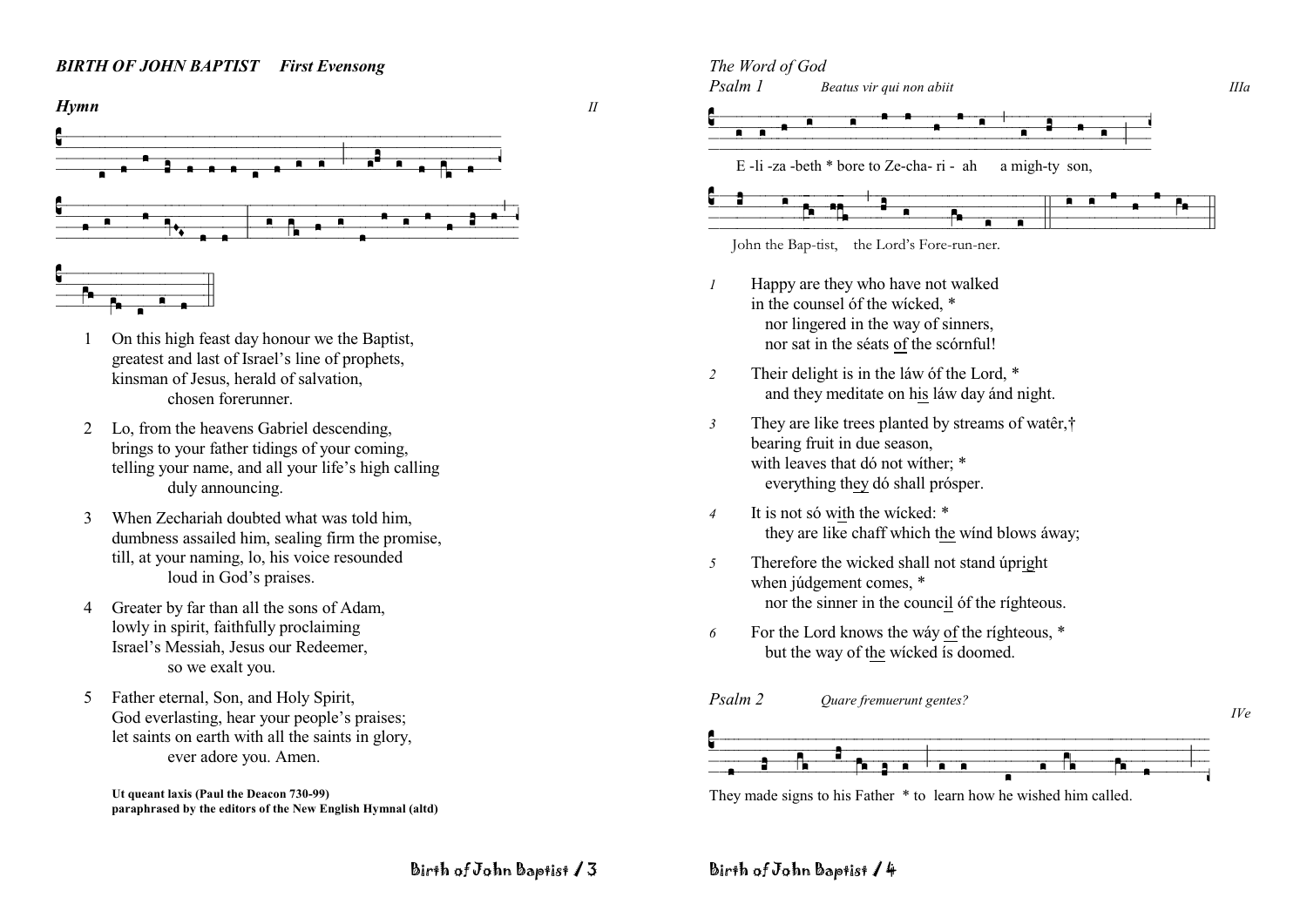## *BIRTH OF JOHN BAPTIST First Evensong*

### *Hymn* II

1. On this high feast day honour we the Baptist,
   greatest and last of Israel's line of prophets,
   kinsman of Jesus, herald of salvation,
   chosen forerunner.

2. Lo, from the heavens Gabriel descending,
   brings to your father tidings of your coming,
   telling your name, and all your life's high calling
   duly announcing.

3. When Zechariah doubted what was told him,
   dumbness assailed him, sealing firm the promise,
   till, at your naming, lo, his voice resounded
   loud in God's praises.

4. Greater by far than all the sons of Adam,
   lowly in spirit, faithfully proclaiming
   Israel's Messiah, Jesus our Redeemer,
   so we exalt you.

5. Father eternal, Son, and Holy Spirit,
   God everlasting, hear your people's praises;
   let saints on earth with all the saints in glory,
   ever adore you. Amen.

**Ut queant laxis (Paul the Deacon 730-99)**
**paraphrased by the editors of the New English Hymnal (altd)**

### *The Word of God*

*Psalm 1* *Beatus vir qui non abiit* *IIIa*

E -li -za -beth * bore to Ze-cha- ri - ah a migh-ty son,

John the Bap-tist, the Lord's Fore-run-ner.

*1* Happy are they who have not walked
in the counsel óf the wícked, *
nor lingered in the way of sinners,
nor sat in the séats of the scórnful!

*2* Their delight is in the láw óf the Lord, *
and they meditate on his láw day ánd night.

*3* They are like trees planted by streams of watêr,†
bearing fruit in due season,
with leaves that dó not wíther; *
everything they dó shall prósper.

*4* It is not só with the wícked: *
they are like chaff which the wínd blows áway;

*5* Therefore the wicked shall not stand úpright
when júdgement comes, *
nor the sinner in the council óf the ríghteous.

*6* For the Lord knows the wáy of the ríghteous, *
but the way of the wícked ís doomed.

*Psalm 2* *Quare fremuerunt gentes?* *IVe*

They made signs to his Father * to learn how he wished him called.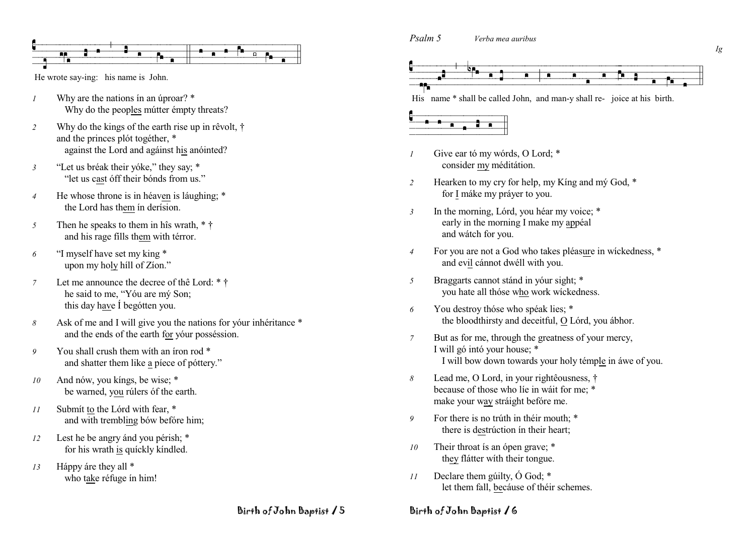He wrote say-ing: his name is John.

*1* Why are the nations ín an úproar? *
   Why do the peop<u>les</u> mútter émpty threats?

*2* Why do the kings of the earth rise up in rêvolt, †
and the princes plót togéther, *
   against the Lord and agáinst h<u>is</u> anóinted?

*3* "Let us bréak their yóke," they say; *
   "let us c<u>as</u>t óff their bónds from us."

*4* He whose throne is in héav<u>en</u> is láughing; *
   the Lord has th<u>em</u> ín derísion.

*5* Then he speaks to them in hîs wrath, * †
   and his rage fills th<u>em</u> with térror.

*6* "I myself have set my king *
   upon my ho<u>ly</u> híll of Zíon."

*7* Let me announce the decree of thê Lord: * †
   he said to me, "Yóu are mý Son;
   this day h<u>av</u>e Í begótten you.

*8* Ask of me and I will give you the nations for yóur inhéritance *
   and the ends of the earth <u>for</u> yóur posséssion.

*9* You shall crush them wíth an íron rod *
   and shatter them like <u>a</u> píece of póttery."

*10* And nów, you kíngs, be wise; *
   be warned, <u>you</u> rúlers óf the earth.

*11* Submít <u>to</u> the Lórd with fear, *
   and with trembl<u>ing</u> bów befóre him;

*12* Lest he be angry ánd you pérish; *
   for his wrath <u>is</u> quíckly kíndled.

*13* Háppy áre they all *
   who t<u>ak</u>e réfuge ín him!

*Psalm 5* *Verba mea auribus* *Ig*

His name * shall be called John, and man-y shall re- joice at his birth.

*1* Give ear tó my wórds, O Lord; *
   consider <u>my</u> méditátion.

*2* Hearken to my cry for help, my Kíng and mý God, *
   for <u>I</u> máke my práyer to you.

*3* In the morning, Lórd, you héar my voice; *
   early in the morning I make my <u>ap</u>péal
   and wátch for you.

*4* For you are not a God who takes pléas<u>ure</u> in wíckedness, *
   and ev<u>il</u> cánnot dwéll with you.

*5* Braggarts cannot stánd in yóur sight; *
   you hate all thóse w<u>ho</u> work wíckedness.

*6* You destroy thóse who spéak lies; *
   the bloodthirsty and deceitful, <u>O</u> Lórd, you ábhor.

*7* But as for me, through the greatness of your mercy,
I will gó intó your house; *
   I will bow down towards your holy témp<u>le</u> in áwe of you.

*8* Lead me, O Lord, in your rightêousness, †
because of those who líe in wáit for me; *
make your w<u>ay</u> stráight befóre me.

*9* For there is no trúth in théir mouth; *
   there is d<u>es</u>trúction ín their heart;

*10* Their throat ís an ópen grave; *
   th<u>ey</u> flátter wíth their tongue.

*11* Declare them gúilty, Ó God; *
   let them fall, <u>be</u>cáuse of théir schemes.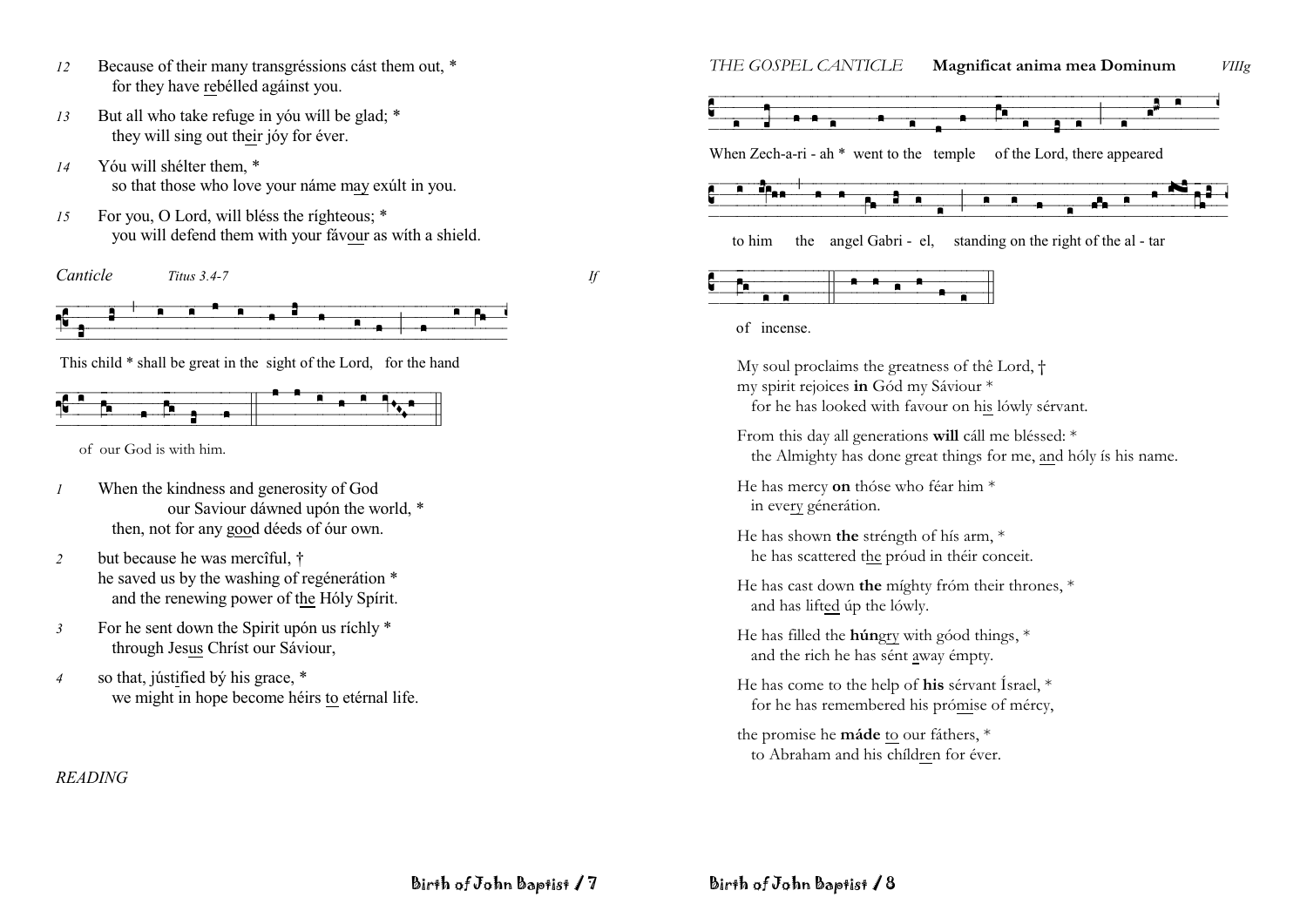12 Because of their many transgréssions cást them out, *
   for they have rebélled agáinst you.

13 But all who take refuge in yóu wíll be glad; *
   they will sing out their jóy for éver.

14 Yóu will shélter them, *
   so that those who love your náme may exúlt in you.

15 For you, O Lord, will bléss the ríghteous; *
   you will defend them with your fávour as wíth a shield.

*Canticle* *Titus 3.4-7* *If*

This child * shall be great in the sight of the Lord, for the hand of our God is with him.

1 When the kindness and generosity of God
   our Saviour dáwned upón the world, *
   then, not for any good déeds of óur own.

2 but because he was mercîful, †
   he saved us by the washing of regénerátion *
   and the renewing power of the Hóly Spírit.

3 For he sent down the Spirit upón us ríchly *
   through Jesus Chríst our Sáviour,

4 so that, jústified bý his grace, *
   we might in hope become héirs to etérnal life.

*READING*

*THE GOSPEL CANTICLE* **Magnificat anima mea Dominum** *VIIIg*

When Zech-a-ri - ah * went to the temple of the Lord, there appeared to him the angel Gabri - el, standing on the right of the al - tar of incense.

My soul proclaims the greatness of thê Lord, †
my spirit rejoices **in** Gód my Sáviour *
   for he has looked with favour on his lówly sérvant.

From this day all generations **will** cáll me bléssed: *
   the Almighty has done great things for me, and hóly ís his name.

He has mercy **on** thóse who féar him *
   in every générátion.

He has shown **the** stréngth of hís arm, *
   he has scattered the próud in théir conceit.

He has cast down **the** míghty fróm their thrones, *
   and has lifted úp the lówly.

He has filled the **hún**gry with góod things, *
   and the rich he has sént away émpty.

He has come to the help of **his** sérvant Ísrael, *
   for he has remembered his prómise of mércy,

the promise he **máde** to our fáthers, *
   to Abraham and his chíldren for éver.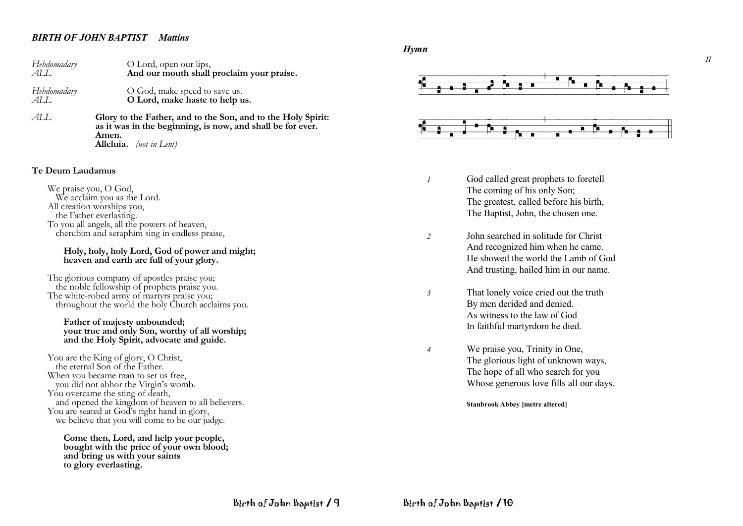***BIRTH OF JOHN BAPTIST Mattins***

| | |
|---|---|
| *Hebdomadary* | O Lord, open our lips, |
| *ALL* | **And our mouth shall proclaim your praise.** |
| *Hebdomadary* | O God, make speed to save us. |
| *ALL* | **O Lord, make haste to help us.** |

*ALL* **Glory to the Father, and to the Son, and to the Holy Spirit:
as it was in the beginning, is now, and shall be for ever.
Amen.
Alleluia.** *(not in Lent)*

**Te Deum Laudamus**

We praise you, O God,
 We acclaim you as the Lord.
All creation worships you,
 the Father everlasting.
To you all angels, all the powers of heaven,
 cherubim and seraphim sing in endless praise,

**Holy, holy, holy Lord, God of power and might;
heaven and earth are full of your glory.**

The glorious company of apostles praise you;
 the noble fellowship of prophets praise you.
The white-robed army of martyrs praise you;
 throughout the world the holy Church acclaims you.

**Father of majesty unbounded;
your true and only Son, worthy of all worship;
and the Holy Spirit, advocate and guide.**

You are the King of glory, O Christ,
 the eternal Son of the Father.
When you became man to set us free,
 you did not abhor the Virgin's womb.
You overcame the sting of death,
 and opened the kingdom of heaven to all believers.
You are seated at God's right hand in glory,
 we believe that you will come to be our judge.

**Come then, Lord, and help your people,
bought with the price of your own blood;
and bring us with your saints
to glory everlasting.**

***Hymn***

*II*

*1* God called great prophets to foretell
The coming of his only Son;
The greatest, called before his birth,
The Baptist, John, the chosen one.

*2* John searched in solitude for Christ
And recognized him when he came.
He showed the world the Lamb of God
And trusting, hailed him in our name.

*3* That lonely voice cried out the truth
By men derided and denied.
As witness to the law of God
In faithful martyrdom he died.

*4* We praise you, Trinity in One,
The glorious light of unknown ways,
The hope of all who search for you
Whose generous love fills all our days.

**Stanbrook Abbey [metre altered]**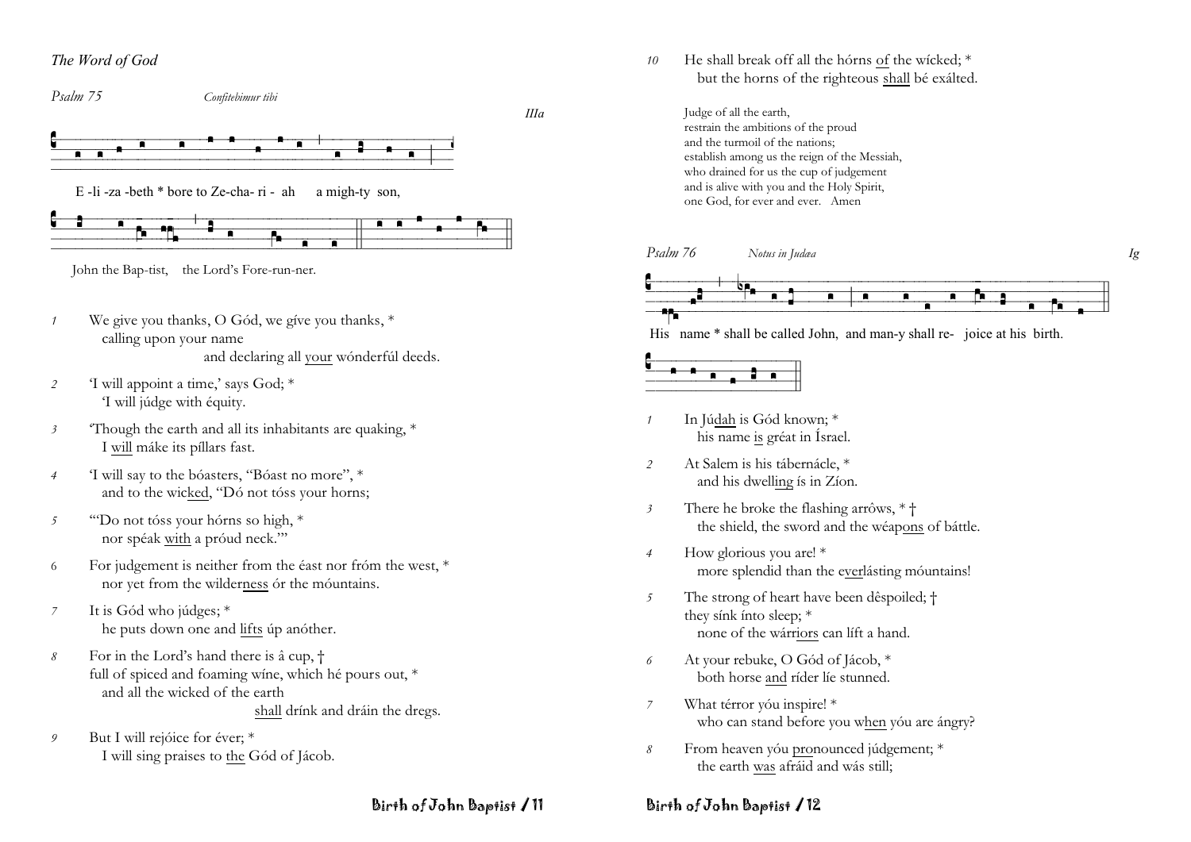*The Word of God*

*Psalm 75* *Confitebimur tibi* *IIIa*

E -li -za -beth * bore to Ze-cha- ri - ah a migh-ty son,

John the Bap-tist, the Lord's Fore-run-ner.

*1* We give you thanks, O Gód, we gíve you thanks, *
calling upon your name
and declaring all <u>your</u> wónderfúl deeds.

*2* 'I will appoint a time,' says God; *
'I will júdge with équity.

*3* 'Though the earth and all its inhabitants are quaking, *
I <u>will</u> máke its píllars fast.

*4* 'I will say to the bóasters, "Bóast no more", *
and to the wic<u>ked</u>, "Dó not tóss your horns;

*5* '"Do not tóss your hórns so high, *
nor spéak <u>with</u> a próud neck."'

6 For judgement is neither from the éast nor fróm the west, *
nor yet from the wilder<u>ness</u> ór the móuntains.

*7* It is Gód who júdges; *
he puts down one and <u>lifts</u> úp anóther.

*8* For in the Lord's hand there is â cup, †
full of spiced and foaming wíne, which hé pours out, *
and all the wicked of the earth
<u>shall</u> drínk and dráin the dregs.

*9* But I will rejóice for éver; *
I will sing praises to <u>the</u> Gód of Jácob.

*10* He shall break off all the hórns <u>of</u> the wícked; *
but the horns of the righteous <u>shall</u> bé exálted.

Judge of all the earth,
restrain the ambitions of the proud
and the turmoil of the nations;
establish among us the reign of the Messiah,
who drained for us the cup of judgement
and is alive with you and the Holy Spirit,
one God, for ever and ever. Amen

*Psalm 76* *Notus in Judæa* *Ig*

His name * shall be called John, and man-y shall re- joice at his birth.

*1* In Jú<u>dah</u> is Gód known; *
his name <u>is</u> gréat in Ísrael.

*2* At Salem is his tábernácle, *
and his dwel<u>ling</u> ís in Zíon.

*3* There he broke the flashing arrôws, * †
the shield, the sword and the wéap<u>ons</u> of báttle.

*4* How glorious you are! *
more splendid than the <u>ever</u>lásting móuntains!

*5* The strong of heart have been dêspoiled; †
they sínk ínto sleep; *
none of the wárr<u>iors</u> can líft a hand.

*6* At your rebuke, O Gód of Jácob, *
both horse <u>and</u> ríder líe stunned.

*7* What térror yóu inspire! *
who can stand before you w<u>hen</u> yóu are ángry?

*8* From heaven yóu <u>pro</u>nounced júdgement; *
the earth <u>was</u> afráid and wás still;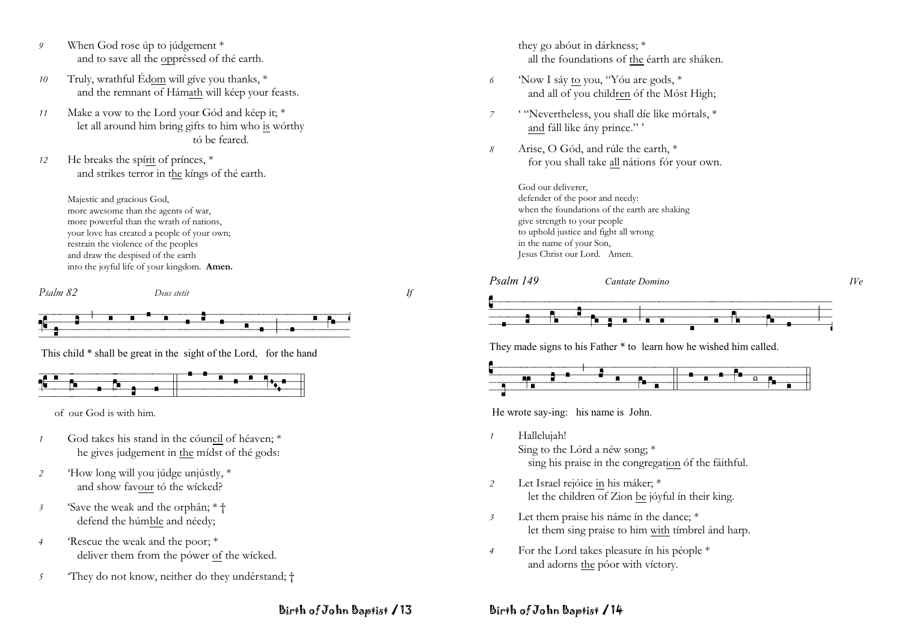9 When God rose úp to júdgement *
 and to save all the oppréssed of thé earth.

10 Truly, wrathful Édom will gíve you thanks, *
 and the remnant of Hámath will kéep your feasts.

11 Make a vow to the Lord your Gód and kéep it; *
 let all around him bring gifts to him who is wórthy tó be feared.

12 He breaks the spírit of prínces, *
 and strikes terror in the kíngs of thé earth.

Majestic and gracious God,
more awesome than the agents of war,
more powerful than the wrath of nations,
your love has created a people of your own;
restrain the violence of the peoples
and draw the despised of the earth
into the joyful life of your kingdom. **Amen.**

*Psalm 82* *Deus stetit* *If*

This child * shall be great in the sight of the Lord, for the hand of our God is with him.

1 God takes his stand in the cóuncil of héaven; *
 he gives judgement in the mídst of thé gods:

2 'How long will you júdge unjústly, *
 and show favour tó the wícked?

3 'Save the weak and the orphân; * †
 defend the húmble and néedy;

4 'Rescue the weak and the poor; *
 deliver them from the pówer of the wícked.

5 'They do not know, neither do they undêrstand; †
 they go abóut in dárkness; *
 all the foundations of the éarth are sháken.

6 'Now I sáy to you, "Yóu are gods, *
 and all of you children óf the Móst High;

7 ' "Nevertheless, you shall díe like mórtals, *
 and fáll like ány prince." '

8 Arise, O Gód, and rúle the earth, *
 for you shall take all nátions fór your own.

God our deliverer,
defender of the poor and needy:
when the foundations of the earth are shaking
give strength to your people
to uphold justice and fight all wrong
in the name of your Son,
Jesus Christ our Lord. Amen.

*Psalm 149* *Cantate Domino* *IVe*

They made signs to his Father * to learn how he wished him called. He wrote say-ing: his name is John.

1 Hallelujah!
 Sing to the Lórd a néw song; *
 sing his praise in the congregation óf the fáithful.

2 Let Israel rejóice in his máker; *
 let the children of Zion be jóyful ín their king.

3 Let them praise his náme ín the dance; *
 let them sing praise to him with tímbrel ánd harp.

4 For the Lord takes pleasure ín his péople *
 and adorns the póor with víctory.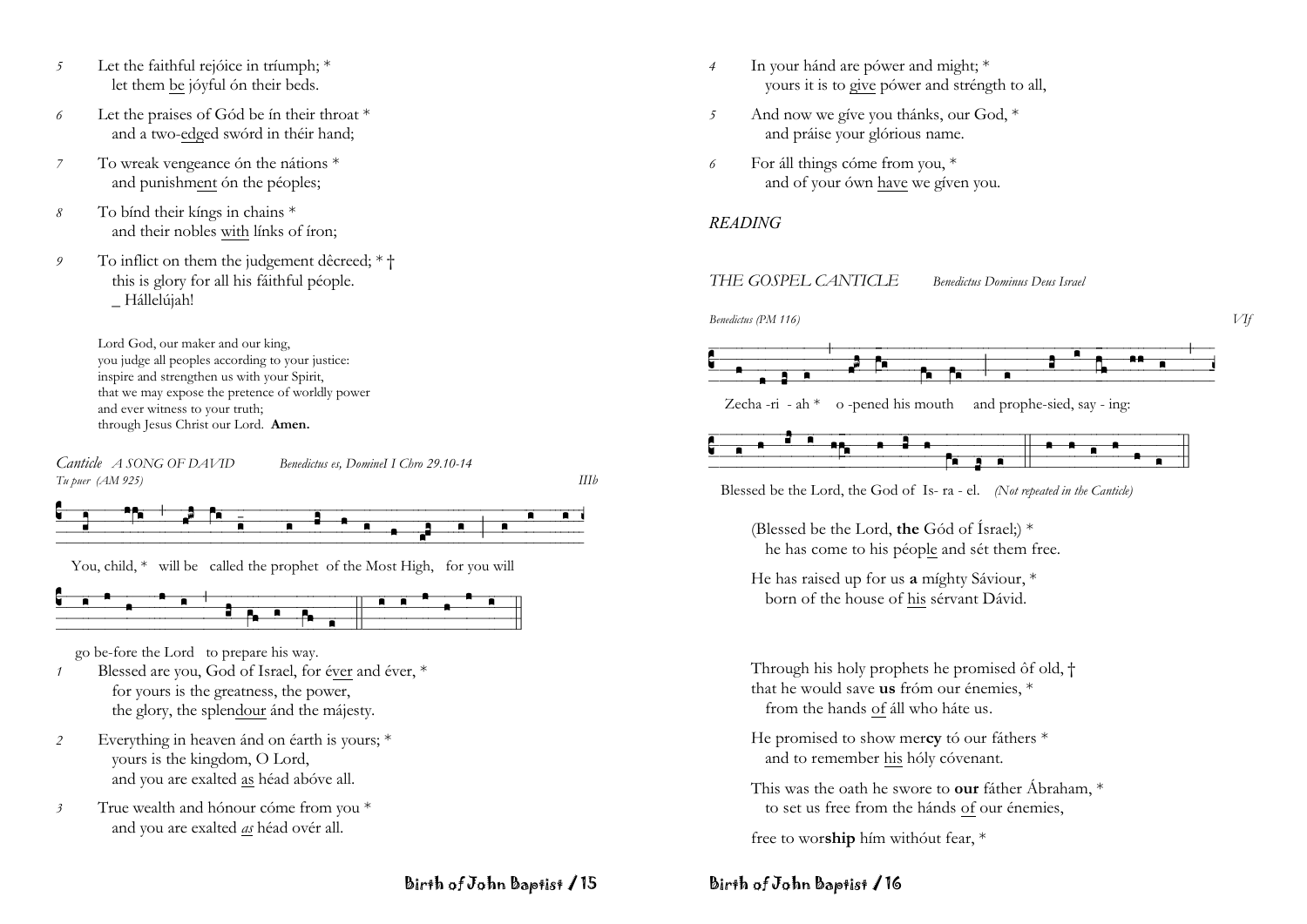5 Let the faithful rejóice in tríumph; *
let them be jóyful ón their beds.

6 Let the praises of Gód be ín their throat *
and a two-edged swórd in théir hand;

7 To wreak vengeance ón the nátions *
and punishment ón the péoples;

8 To bínd their kíngs in chains *
and their nobles with línks of íron;

9 To inflict on them the judgement dêcreed; * †
this is glory for all his fáithful péople.
_ Hállelújah!

Lord God, our maker and our king,
you judge all peoples according to your justice:
inspire and strengthen us with your Spirit,
that we may expose the pretence of worldly power
and ever witness to your truth;
through Jesus Christ our Lord. **Amen.**

*Canticle A SONG OF DAVID* *Benedictus es, Domine I Chro 29.10-14*

*Tu puer (AM 925)* *IIIb*

You, child, * will be called the prophet of the Most High, for you will go be-fore the Lord to prepare his way.

1 Blessed are you, God of Israel, for éver and éver, *
for yours is the greatness, the power,
the glory, the splendour ánd the májesty.

2 Everything in heaven ánd on éarth is yours; *
yours is the kingdom, O Lord,
and you are exalted as héad abóve all.

3 True wealth and hónour cóme from you *
and you are exalted *as* héad ovér all.

4 In your hánd are pówer and might; *
yours it is to give pówer and stréngth to all,

5 And now we gíve you thánks, our God, *
and práise your glórious name.

6 For áll things cóme from you, *
and of your ówn have we gíven you.

*READING*

*THE GOSPEL CANTICLE* *Benedictus Dominus Deus Israel*

*Benedictus (PM 116)* *VIf*

Zecha -ri - ah * o -pened his mouth and prophe-sied, say - ing:

Blessed be the Lord, the God of Is- ra - el. *(Not repeated in the Canticle)*

(Blessed be the Lord, **the** Gód of Ísrael;) *
he has come to his péople and sét them free.

He has raised up for us **a** míghty Sáviour, *
born of the house of his sérvant Dávid.

Through his holy prophets he promised ôf old, †
that he would save **us** fróm our énemies, *
from the hands of áll who háte us.

He promised to show mer**cy** tó our fáthers *
and to remember his hóly cóvenant.

This was the oath he swore to **our** fáther Ábraham, *
to set us free from the hánds of our énemies,

free to wor**ship** hím withóut fear, *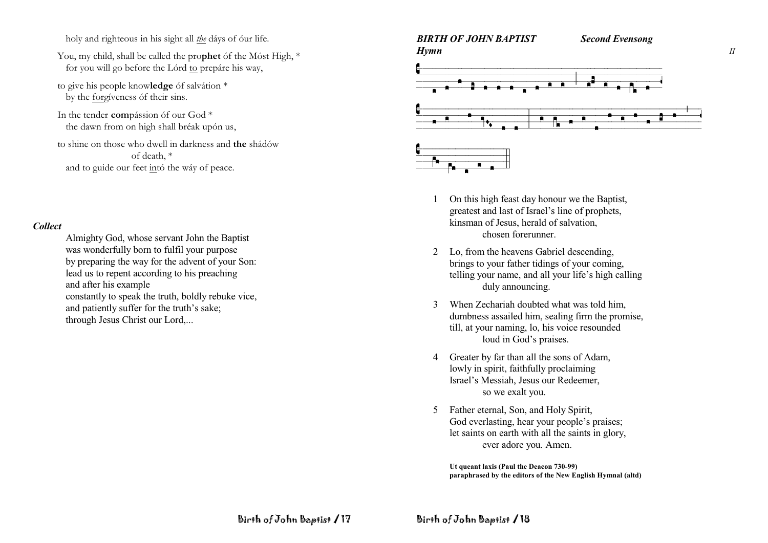holy and righteous in his sight all *the* dáys of óur life.

You, my child, shall be called the pro**phet** óf the Móst High, *
for you will go before the Lórd to prepáre his way,

to give his people know**ledge** óf salvátion *
by the forgíveness óf their sins.

In the tender **com**pássion óf our God *
the dawn from on high shall bréak upón us,

to shine on those who dwell in darkness and **the** shádów of death, *
and to guide our feet intó the wáy of peace.

***Collect***

Almighty God, whose servant John the Baptist
was wonderfully born to fulfil your purpose
by preparing the way for the advent of your Son:
lead us to repent according to his preaching
and after his example
constantly to speak the truth, boldly rebuke vice,
and patiently suffer for the truth's sake;
through Jesus Christ our Lord,...

***BIRTH OF JOHN BAPTIST*** ***Second Evensong***

***Hymn*** *II*

1 On this high feast day honour we the Baptist,
greatest and last of Israel's line of prophets,
kinsman of Jesus, herald of salvation,
chosen forerunner.

2 Lo, from the heavens Gabriel descending,
brings to your father tidings of your coming,
telling your name, and all your life's high calling
duly announcing.

3 When Zechariah doubted what was told him,
dumbness assailed him, sealing firm the promise,
till, at your naming, lo, his voice resounded
loud in God's praises.

4 Greater by far than all the sons of Adam,
lowly in spirit, faithfully proclaiming
Israel's Messiah, Jesus our Redeemer,
so we exalt you.

5 Father eternal, Son, and Holy Spirit,
God everlasting, hear your people's praises;
let saints on earth with all the saints in glory,
ever adore you. Amen.

**Ut queant laxis (Paul the Deacon 730-99)**
**paraphrased by the editors of the New English Hymnal (altd)**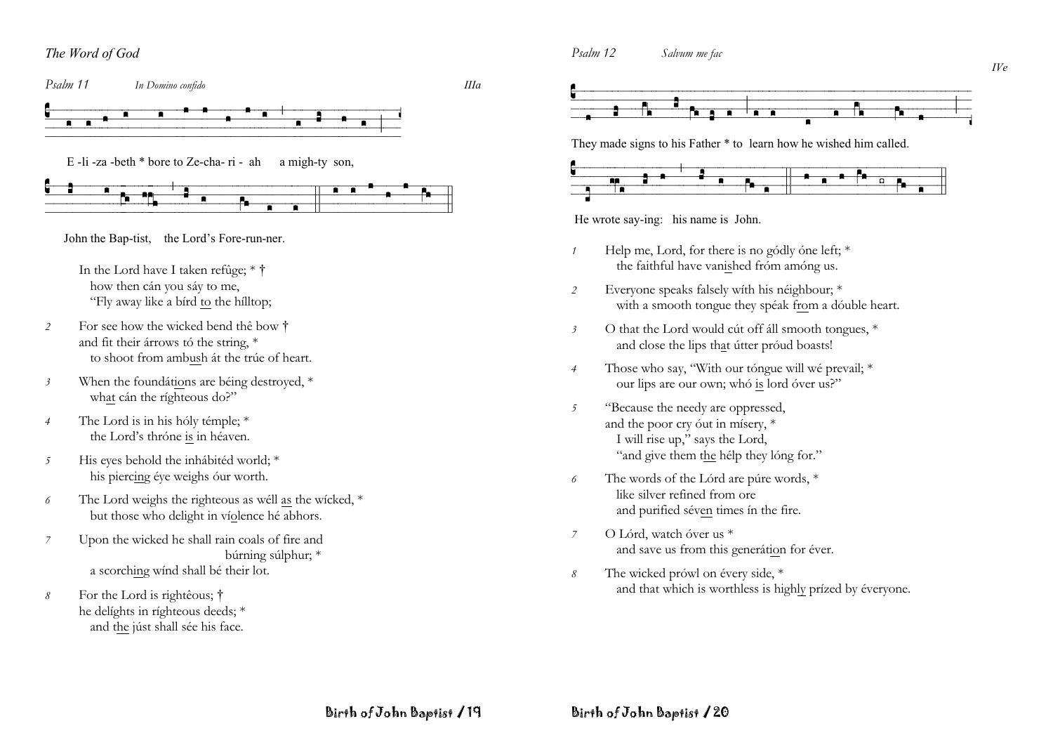*The Word of God*

*Psalm 11* *In Domino confido* *IIIa*

E -li -za -beth * bore to Ze-cha- ri - ah a migh-ty son,

John the Bap-tist, the Lord's Fore-run-ner.

In the Lord have I taken refûge; * †
how then cán you sáy to me,
"Fly away like a bírd to the hílltop;

*2* For see how the wicked bend thê bow †
and fit their árrows tó the string, *
to shoot from ambush át the trúe of heart.

*3* When the foundátions are béing destroyed, *
what cán the ríghteous do?"

*4* The Lord is in his hóly témple; *
the Lord's thróne is in héaven.

*5* His eyes behold the inhábitéd world; *
his piercing éye weighs óur worth.

*6* The Lord weighs the righteous as wéll as the wícked, *
but those who delight in víolence hé abhors.

*7* Upon the wicked he shall rain coals of fire and búrning súlphur; *
a scorching wínd shall bé their lot.

*8* For the Lord is rightêous; †
he delíghts in ríghteous deeds; *
and the júst shall sée his face.

*Psalm 12* *Salvum me fac* *IVe*

They made signs to his Father * to learn how he wished him called.

He wrote say-ing: his name is John.

*1* Help me, Lord, for there is no gódly óne left; *
the faithful have vanished fróm amóng us.

*2* Everyone speaks falsely wíth his néighbour; *
with a smooth tongue they spéak from a dóuble heart.

*3* O that the Lord would cút off áll smooth tongues, *
and close the lips that útter próud boasts!

*4* Those who say, "With our tóngue will wé prevail; *
our lips are our own; whó is lord óver us?"

*5* "Because the needy are oppressed,
and the poor cry óut in mísery, *
I will rise up," says the Lord,
"and give them the hélp they lóng for."

*6* The words of the Lórd are púre words, *
like silver refined from ore
and purified séven times ín the fire.

*7* O Lórd, watch óver us *
and save us from this generátion for éver.

*8* The wicked prówl on évery side, *
and that which is worthless is highly prízed by éveryone.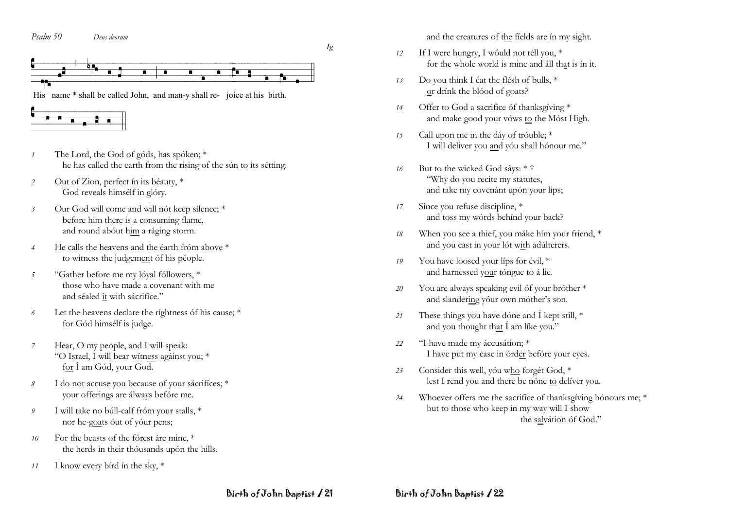*Psalm 50* *Deus deorum*

*Ig*

His name * shall be called John, and man-y shall re- joice at his birth.

1 The Lord, the God of góds, has spóken; *
he has called the earth from the rising of the sún to its sétting.

2 Out of Zion, perfect ín its béauty, *
God reveals himsélf in glóry.

3 Our God will come and will nót keep sílence; *
before him there is a consuming flame,
and round abóut him a ráging storm.

4 He calls the heavens and the éarth fróm above *
to witness the judgement óf his péople.

5 "Gather before me my lóyal fóllowers, *
those who have made a covenant with me
and séaled it with sácrifice."

6 Let the heavens declare the ríghtness óf his cause; *
for Gód himsélf is judge.

7 Hear, O my people, and I will speak:
"O Israel, I will bear wítness agáinst you; *
for Í am Gód, your God.

8 I do not accuse you because of your sácrifíces; *
your offerings are álways befóre me.

9 I will take no búll-calf fróm your stalls, *
nor he-goats óut of yóur pens;

10 For the beasts of the fórest áre mine, *
the herds in their thóusands upón the hills.

11 I know every bírd ín the sky, *
and the creatures of the fíelds are ín my sight.

12 If I were hungry, I wóuld not téll you, *
for the whole world is mine and áll that is ín it.

13 Do you think I éat the flésh of bulls, *
or drínk the blóod of goats?

14 Offer to God a sacrifice óf thanksgíving *
and make good your vóws to the Móst High.

15 Call upon me in the dáy of tróuble; *
I will deliver you and yóu shall hónour me."

16 But to the wicked God sâys: * †
"Why do you recite my statutes,
and take my covenánt upón your lips;

17 Since you refuse discipline, *
and toss my wórds behínd your back?

18 When you see a thief, you máke hím your friend, *
and you cast in your lót with adúlterers.

19 You have loosed your líps for évil, *
and harnessed your tóngue to á lie.

20 You are always speaking evil óf your bróther *
and slandering yóur own móther's son.

21 These things you have dóne and Í kept still, *
and you thought that Í am líke you."

22 "I have made my áccusátion; *
I have put my case in órder befóre your eyes.

23 Consider this well, yóu who forgét God, *
lest I rend you and there be nóne to delíver you.

24 Whoever offers me the sacrifice of thanksgíving hónours me; *
but to those who keep in my way will I show
the salvátion óf God."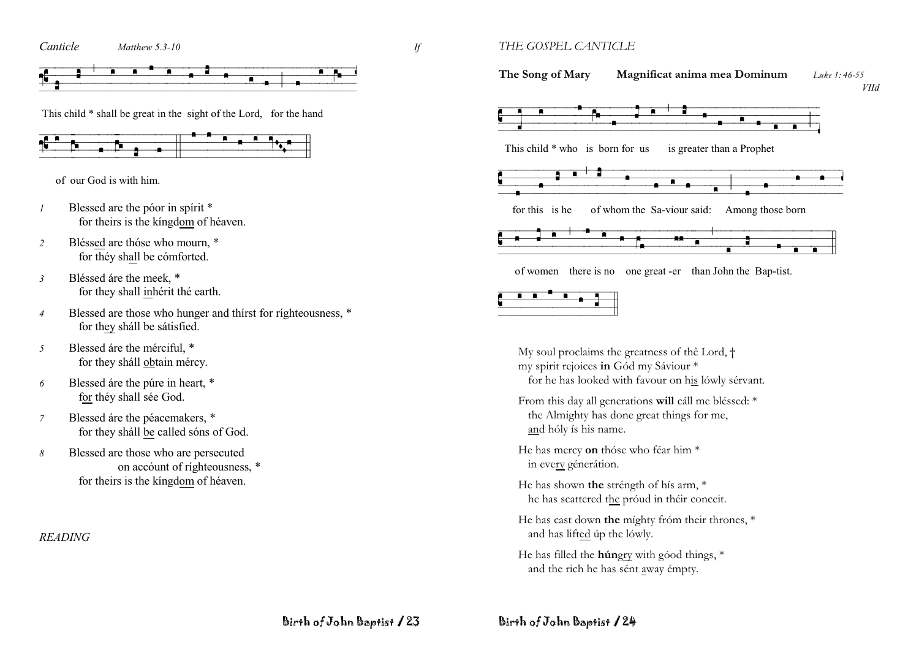*Canticle* *Matthew 5.3-10* *If*

This child * shall be great in the sight of the Lord, for the hand

of our God is with him.

*1* Blessed are the póor in spírit *
for theirs is the kíngdom of héaven.

*2* Bléssed are thóse who mourn, *
for théy shall be cómforted.

*3* Bléssed áre the meek, *
for they shall inhérit thé earth.

*4* Blessed are those who hunger and thírst for ríghteousness, *
for they sháll be sátisfied.

*5* Blessed áre the mérciful, *
for they sháll obtain mércy.

*6* Blessed áre the púre in heart, *
for théy shall sée God.

*7* Blessed áre the péacemakers, *
for they sháll be called sóns of God.

*8* Blessed are those who are persecuted
on accóunt of ríghteousness, *
for theirs is the kíngdom of héaven.

*READING*

*THE GOSPEL CANTICLE*

**The Song of Mary** **Magnificat anima mea Dominum** *Luke 1: 46-55* *VIId*

This child * who is born for us is greater than a Prophet

for this is he of whom the Sa-viour said: Among those born

of women there is no one great -er than John the Bap-tist.

My soul proclaims the greatness of thê Lord, †
my spirit rejoices **in** Gód my Sáviour *
for he has looked with favour on his lówly sérvant.

From this day all generations **will** cáll me bléssed: *
the Almighty has done great things for me,
and hóly ís his name.

He has mercy **on** thóse who féar him *
in every génerátion.

He has shown **the** stréngth of hís arm, *
he has scattered the próud in théir conceit.

He has cast down **the** míghty fróm their thrones, *
and has lifted úp the lówly.

He has filled the **hún**gry with góod things, *
and the rich he has sént away émpty.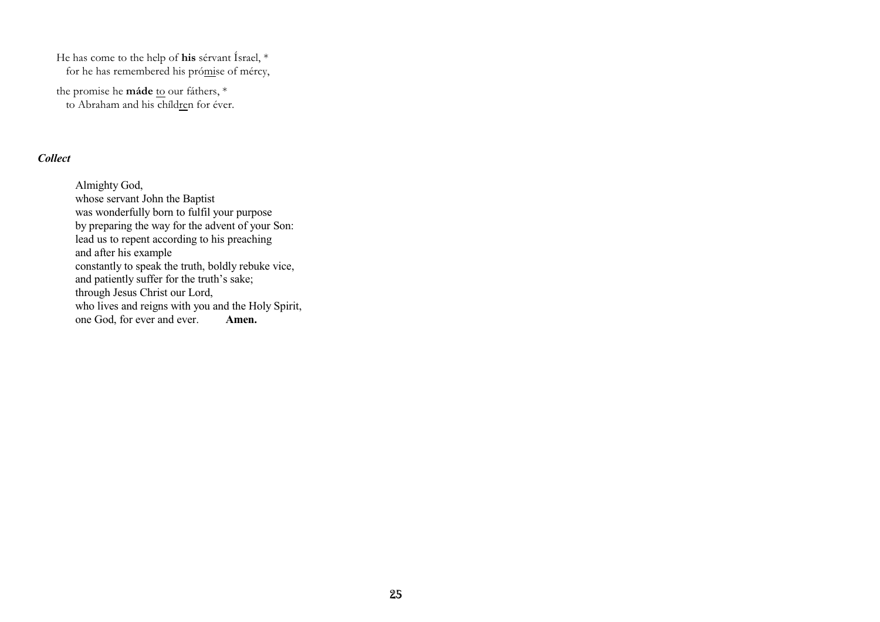He has come to the help of **his** sérvant Ísrael, *
for he has remembered his pró<u>mi</u>se of mércy,

the promise he **máde** <u>to</u> our fáthers, *
to Abraham and his chíl<u>dre</u>n for éver.

***Collect***

Almighty God,
whose servant John the Baptist
was wonderfully born to fulfil your purpose
by preparing the way for the advent of your Son:
lead us to repent according to his preaching
and after his example
constantly to speak the truth, boldly rebuke vice,
and patiently suffer for the truth's sake;
through Jesus Christ our Lord,
who lives and reigns with you and the Holy Spirit,
one God, for ever and ever. **Amen.**